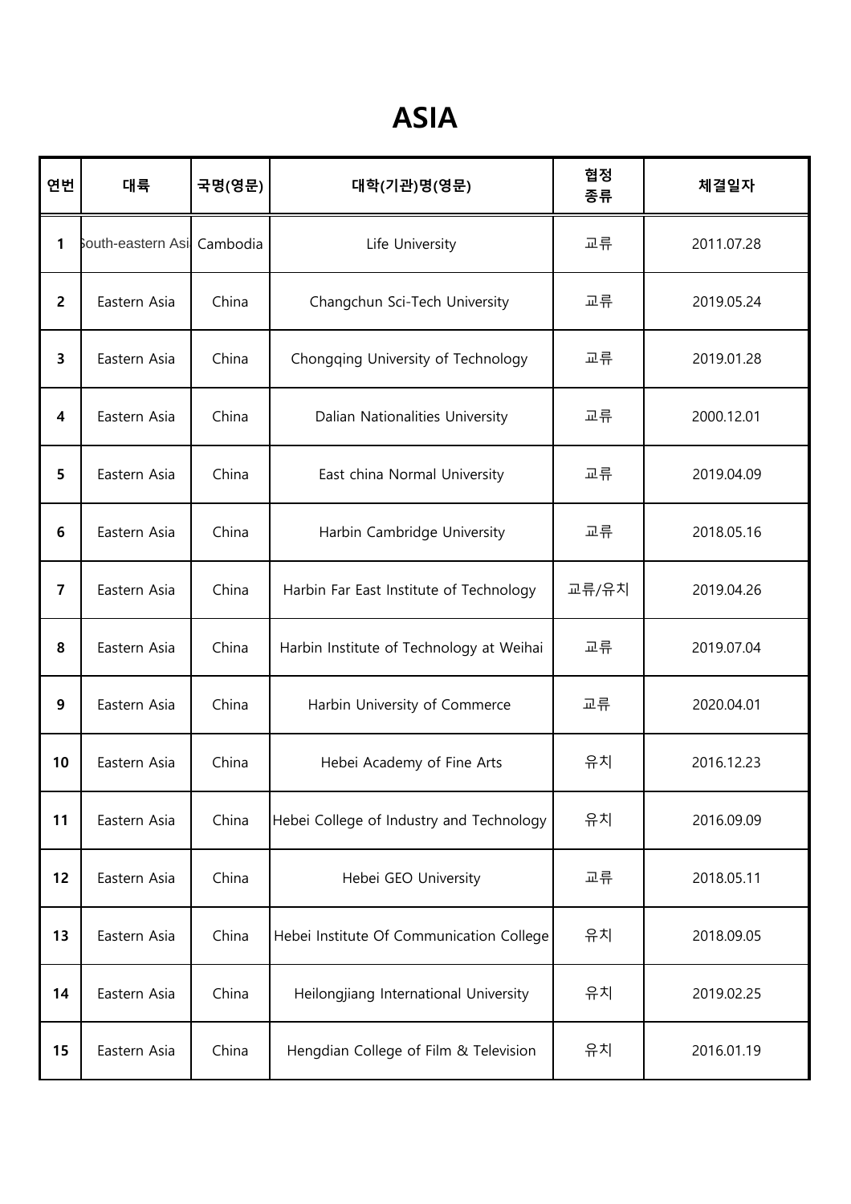# ASIA

| 연번 | 대륙 | 국명(영문) | 대학(기관)명(영문) | 협정 종류 | 체결일자 |
| --- | --- | --- | --- | --- | --- |
| 1 | South-eastern Asia | Cambodia | Life University | 교류 | 2011.07.28 |
| 2 | Eastern Asia | China | Changchun Sci-Tech University | 교류 | 2019.05.24 |
| 3 | Eastern Asia | China | Chongqing University of Technology | 교류 | 2019.01.28 |
| 4 | Eastern Asia | China | Dalian Nationalities University | 교류 | 2000.12.01 |
| 5 | Eastern Asia | China | East china Normal University | 교류 | 2019.04.09 |
| 6 | Eastern Asia | China | Harbin Cambridge University | 교류 | 2018.05.16 |
| 7 | Eastern Asia | China | Harbin Far East Institute of Technology | 교류/유치 | 2019.04.26 |
| 8 | Eastern Asia | China | Harbin Institute of Technology at Weihai | 교류 | 2019.07.04 |
| 9 | Eastern Asia | China | Harbin University of Commerce | 교류 | 2020.04.01 |
| 10 | Eastern Asia | China | Hebei Academy of Fine Arts | 유치 | 2016.12.23 |
| 11 | Eastern Asia | China | Hebei College of Industry and Technology | 유치 | 2016.09.09 |
| 12 | Eastern Asia | China | Hebei GEO University | 교류 | 2018.05.11 |
| 13 | Eastern Asia | China | Hebei Institute Of Communication College | 유치 | 2018.09.05 |
| 14 | Eastern Asia | China | Heilongjiang International University | 유치 | 2019.02.25 |
| 15 | Eastern Asia | China | Hengdian College of Film & Television | 유치 | 2016.01.19 |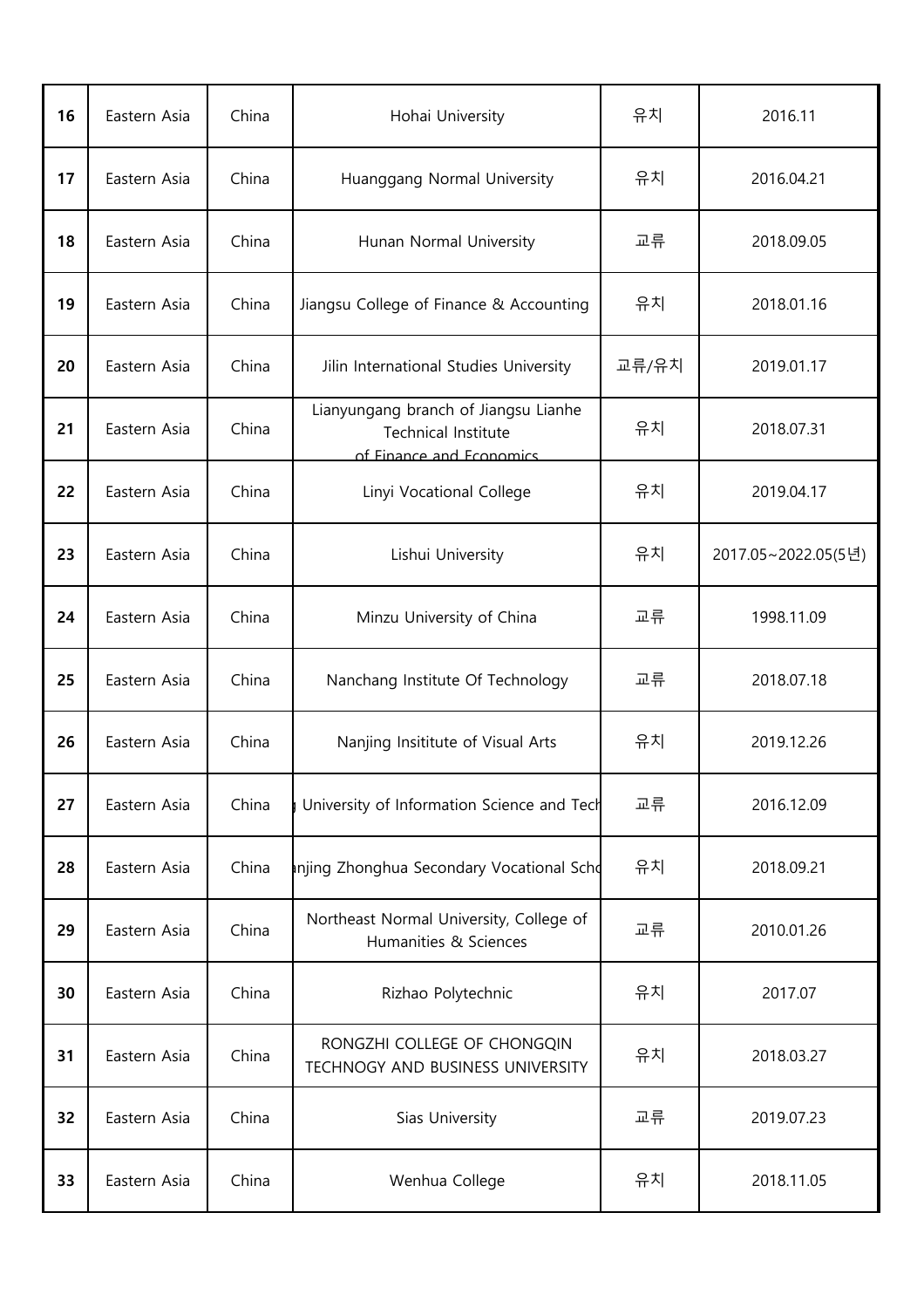| 16 | Eastern Asia | China | Hohai University | 유치 | 2016.11 |
|---|---|---|---|---|---|
| 17 | Eastern Asia | China | Huanggang Normal University | 유치 | 2016.04.21 |
| 18 | Eastern Asia | China | Hunan Normal University | 교류 | 2018.09.05 |
| 19 | Eastern Asia | China | Jiangsu College of Finance & Accounting | 유치 | 2018.01.16 |
| 20 | Eastern Asia | China | Jilin International Studies University | 교류/유치 | 2019.01.17 |
| 21 | Eastern Asia | China | Lianyungang branch of Jiangsu Lianhe Technical Institute of Finance and Economics | 유치 | 2018.07.31 |
| 22 | Eastern Asia | China | Linyi Vocational College | 유치 | 2019.04.17 |
| 23 | Eastern Asia | China | Lishui University | 유치 | 2017.05~2022.05(5년) |
| 24 | Eastern Asia | China | Minzu University of China | 교류 | 1998.11.09 |
| 25 | Eastern Asia | China | Nanchang Institute Of Technology | 교류 | 2018.07.18 |
| 26 | Eastern Asia | China | Nanjing Insititute of Visual Arts | 유치 | 2019.12.26 |
| 27 | Eastern Asia | China | University of Information Science and Tech | 교류 | 2016.12.09 |
| 28 | Eastern Asia | China | njing Zhonghua Secondary Vocational Scho | 유치 | 2018.09.21 |
| 29 | Eastern Asia | China | Northeast Normal University, College of Humanities & Sciences | 교류 | 2010.01.26 |
| 30 | Eastern Asia | China | Rizhao Polytechnic | 유치 | 2017.07 |
| 31 | Eastern Asia | China | RONGZHI COLLEGE OF CHONGQIN TECHNOGY AND BUSINESS UNIVERSITY | 유치 | 2018.03.27 |
| 32 | Eastern Asia | China | Sias University | 교류 | 2019.07.23 |
| 33 | Eastern Asia | China | Wenhua College | 유치 | 2018.11.05 |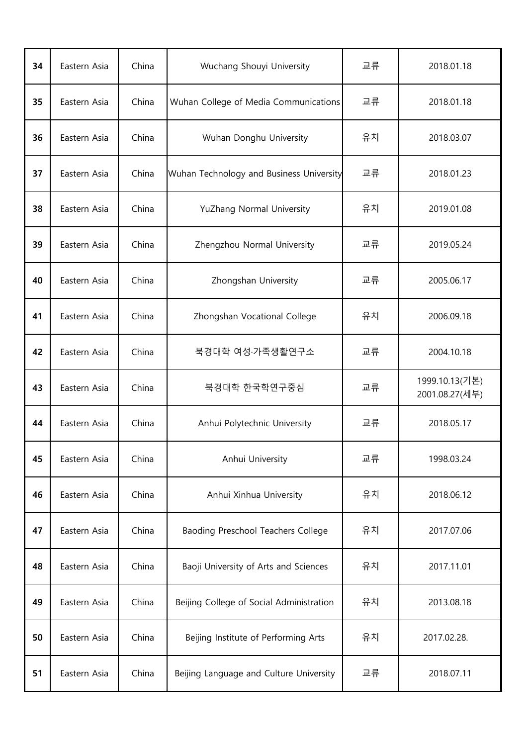| 34 | Eastern Asia | China | Wuchang Shouyi University | 교류 | 2018.01.18 |
|---|---|---|---|---|---|
| 35 | Eastern Asia | China | Wuhan College of Media Communications | 교류 | 2018.01.18 |
| 36 | Eastern Asia | China | Wuhan Donghu University | 유치 | 2018.03.07 |
| 37 | Eastern Asia | China | Wuhan Technology and Business University | 교류 | 2018.01.23 |
| 38 | Eastern Asia | China | YuZhang Normal University | 유치 | 2019.01.08 |
| 39 | Eastern Asia | China | Zhengzhou Normal University | 교류 | 2019.05.24 |
| 40 | Eastern Asia | China | Zhongshan University | 교류 | 2005.06.17 |
| 41 | Eastern Asia | China | Zhongshan Vocational College | 유치 | 2006.09.18 |
| 42 | Eastern Asia | China | 북경대학 여성·가족생활연구소 | 교류 | 2004.10.18 |
| 43 | Eastern Asia | China | 북경대학 한국학연구중심 | 교류 | 1999.10.13(기본) 2001.08.27(세부) |
| 44 | Eastern Asia | China | Anhui Polytechnic University | 교류 | 2018.05.17 |
| 45 | Eastern Asia | China | Anhui University | 교류 | 1998.03.24 |
| 46 | Eastern Asia | China | Anhui Xinhua University | 유치 | 2018.06.12 |
| 47 | Eastern Asia | China | Baoding Preschool Teachers College | 유치 | 2017.07.06 |
| 48 | Eastern Asia | China | Baoji University of Arts and Sciences | 유치 | 2017.11.01 |
| 49 | Eastern Asia | China | Beijing College of Social Administration | 유치 | 2013.08.18 |
| 50 | Eastern Asia | China | Beijing Institute of Performing Arts | 유치 | 2017.02.28. |
| 51 | Eastern Asia | China | Beijing Language and Culture University | 교류 | 2018.07.11 |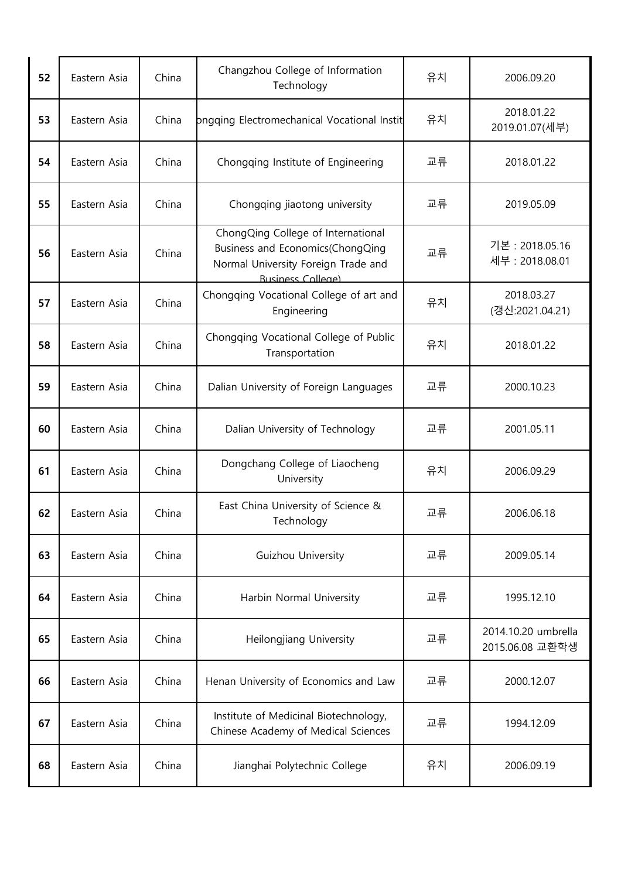| 52 | Eastern Asia | China | Changzhou College of Information Technology | 유치 | 2006.09.20 |
|---|---|---|---|---|---|
| 53 | Eastern Asia | China | ongqing Electromechanical Vocational Instit | 유치 | 2018.01.22<br>2019.01.07(세부) |
| 54 | Eastern Asia | China | Chongqing Institute of Engineering | 교류 | 2018.01.22 |
| 55 | Eastern Asia | China | Chongqing jiaotong university | 교류 | 2019.05.09 |
| 56 | Eastern Asia | China | ChongQing College of International Business and Economics(ChongQing Normal University Foreign Trade and Business College) | 교류 | 기본 : 2018.05.16<br>세부 : 2018.08.01 |
| 57 | Eastern Asia | China | Chongqing Vocational College of art and Engineering | 유치 | 2018.03.27<br>(갱신:2021.04.21) |
| 58 | Eastern Asia | China | Chongqing Vocational College of Public Transportation | 유치 | 2018.01.22 |
| 59 | Eastern Asia | China | Dalian University of Foreign Languages | 교류 | 2000.10.23 |
| 60 | Eastern Asia | China | Dalian University of Technology | 교류 | 2001.05.11 |
| 61 | Eastern Asia | China | Dongchang College of Liaocheng University | 유치 | 2006.09.29 |
| 62 | Eastern Asia | China | East China University of Science & Technology | 교류 | 2006.06.18 |
| 63 | Eastern Asia | China | Guizhou University | 교류 | 2009.05.14 |
| 64 | Eastern Asia | China | Harbin Normal University | 교류 | 1995.12.10 |
| 65 | Eastern Asia | China | Heilongjiang University | 교류 | 2014.10.20 umbrella<br>2015.06.08 교환학생 |
| 66 | Eastern Asia | China | Henan University of Economics and Law | 교류 | 2000.12.07 |
| 67 | Eastern Asia | China | Institute of Medicinal Biotechnology, Chinese Academy of Medical Sciences | 교류 | 1994.12.09 |
| 68 | Eastern Asia | China | Jianghai Polytechnic College | 유치 | 2006.09.19 |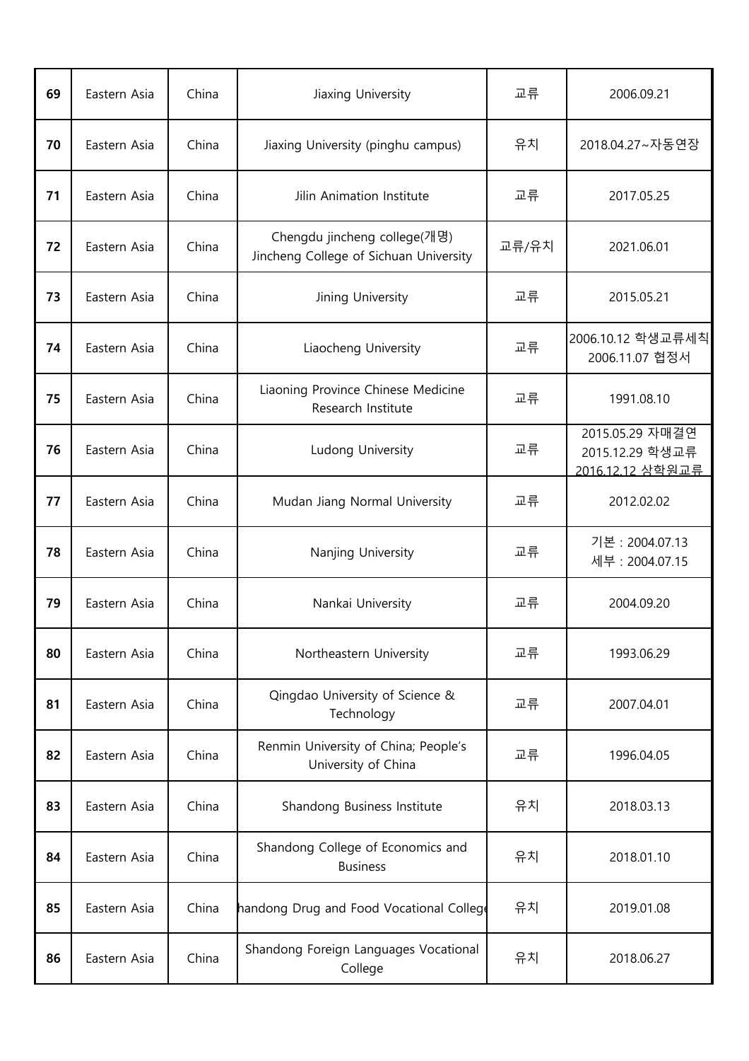| 69 | Eastern Asia | China | Jiaxing University | 교류 | 2006.09.21 |
|---|---|---|---|---|---|
| 70 | Eastern Asia | China | Jiaxing University (pinghu campus) | 유치 | 2018.04.27~자동연장 |
| 71 | Eastern Asia | China | Jilin Animation Institute | 교류 | 2017.05.25 |
| 72 | Eastern Asia | China | Chengdu jincheng college(개명) Jincheng College of Sichuan University | 교류/유치 | 2021.06.01 |
| 73 | Eastern Asia | China | Jining University | 교류 | 2015.05.21 |
| 74 | Eastern Asia | China | Liaocheng University | 교류 | 2006.10.12 학생교류세칙 2006.11.07 협정서 |
| 75 | Eastern Asia | China | Liaoning Province Chinese Medicine Research Institute | 교류 | 1991.08.10 |
| 76 | Eastern Asia | China | Ludong University | 교류 | 2015.05.29 자매결연 2015.12.29 학생교류 2016.12.12 상학원교류 |
| 77 | Eastern Asia | China | Mudan Jiang Normal University | 교류 | 2012.02.02 |
| 78 | Eastern Asia | China | Nanjing University | 교류 | 기본 : 2004.07.13 세부 : 2004.07.15 |
| 79 | Eastern Asia | China | Nankai University | 교류 | 2004.09.20 |
| 80 | Eastern Asia | China | Northeastern University | 교류 | 1993.06.29 |
| 81 | Eastern Asia | China | Qingdao University of Science & Technology | 교류 | 2007.04.01 |
| 82 | Eastern Asia | China | Renmin University of China; People's University of China | 교류 | 1996.04.05 |
| 83 | Eastern Asia | China | Shandong Business Institute | 유치 | 2018.03.13 |
| 84 | Eastern Asia | China | Shandong College of Economics and Business | 유치 | 2018.01.10 |
| 85 | Eastern Asia | China | Shandong Drug and Food Vocational College | 유치 | 2019.01.08 |
| 86 | Eastern Asia | China | Shandong Foreign Languages Vocational College | 유치 | 2018.06.27 |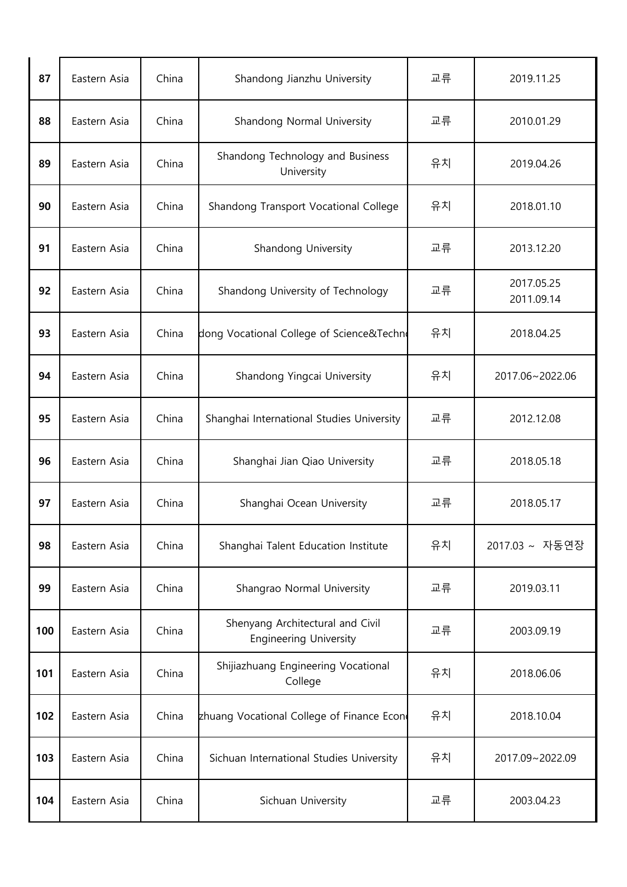| 87 | Eastern Asia | China | Shandong Jianzhu University | 교류 | 2019.11.25 |
|---|---|---|---|---|---|
| 88 | Eastern Asia | China | Shandong Normal University | 교류 | 2010.01.29 |
| 89 | Eastern Asia | China | Shandong Technology and Business University | 유치 | 2019.04.26 |
| 90 | Eastern Asia | China | Shandong Transport Vocational College | 유치 | 2018.01.10 |
| 91 | Eastern Asia | China | Shandong University | 교류 | 2013.12.20 |
| 92 | Eastern Asia | China | Shandong University of Technology | 교류 | 2017.05.25<br>2011.09.14 |
| 93 | Eastern Asia | China | dong Vocational College of Science&Techno | 유치 | 2018.04.25 |
| 94 | Eastern Asia | China | Shandong Yingcai University | 유치 | 2017.06~2022.06 |
| 95 | Eastern Asia | China | Shanghai International Studies University | 교류 | 2012.12.08 |
| 96 | Eastern Asia | China | Shanghai Jian Qiao University | 교류 | 2018.05.18 |
| 97 | Eastern Asia | China | Shanghai Ocean University | 교류 | 2018.05.17 |
| 98 | Eastern Asia | China | Shanghai Talent Education Institute | 유치 | 2017.03 ~ 자동연장 |
| 99 | Eastern Asia | China | Shangrao Normal University | 교류 | 2019.03.11 |
| 100 | Eastern Asia | China | Shenyang Architectural and Civil Engineering University | 교류 | 2003.09.19 |
| 101 | Eastern Asia | China | Shijiazhuang Engineering Vocational College | 유치 | 2018.06.06 |
| 102 | Eastern Asia | China | zhuang Vocational College of Finance Econo | 유치 | 2018.10.04 |
| 103 | Eastern Asia | China | Sichuan International Studies University | 유치 | 2017.09~2022.09 |
| 104 | Eastern Asia | China | Sichuan University | 교류 | 2003.04.23 |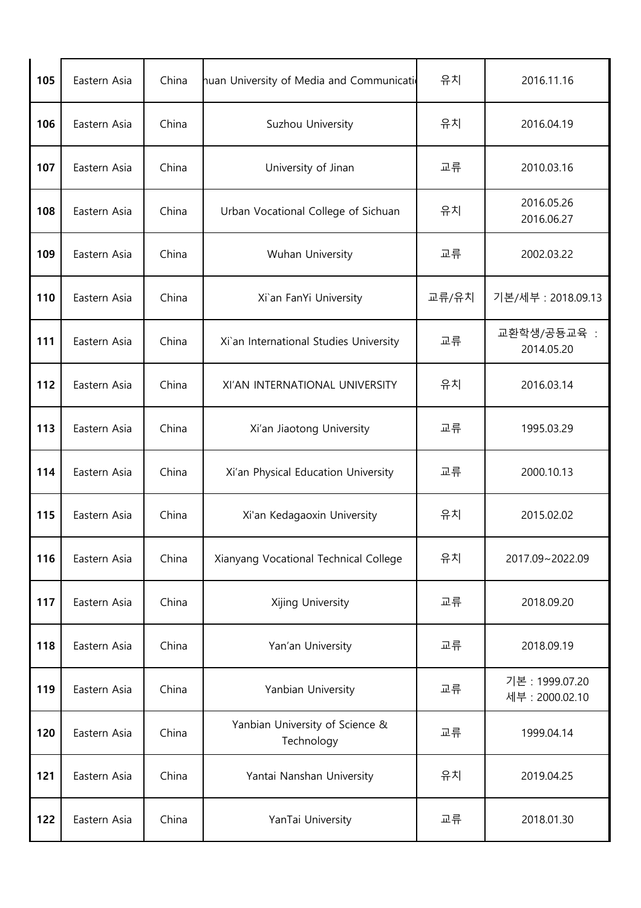| 105 | Eastern Asia | China | huan University of Media and Communicati | 유치 | 2016.11.16 |
|---|---|---|---|---|---|
| 106 | Eastern Asia | China | Suzhou University | 유치 | 2016.04.19 |
| 107 | Eastern Asia | China | University of Jinan | 교류 | 2010.03.16 |
| 108 | Eastern Asia | China | Urban Vocational College of Sichuan | 유치 | 2016.05.26<br>2016.06.27 |
| 109 | Eastern Asia | China | Wuhan University | 교류 | 2002.03.22 |
| 110 | Eastern Asia | China | Xi`an FanYi University | 교류/유치 | 기본/세부 : 2018.09.13 |
| 111 | Eastern Asia | China | Xi`an International Studies University | 교류 | 교환학생/공동교육 : 2014.05.20 |
| 112 | Eastern Asia | China | XI'AN INTERNATIONAL UNIVERSITY | 유치 | 2016.03.14 |
| 113 | Eastern Asia | China | Xi'an Jiaotong University | 교류 | 1995.03.29 |
| 114 | Eastern Asia | China | Xi'an Physical Education University | 교류 | 2000.10.13 |
| 115 | Eastern Asia | China | Xi'an Kedagaoxin University | 유치 | 2015.02.02 |
| 116 | Eastern Asia | China | Xianyang Vocational Technical College | 유치 | 2017.09~2022.09 |
| 117 | Eastern Asia | China | Xijing University | 교류 | 2018.09.20 |
| 118 | Eastern Asia | China | Yan'an University | 교류 | 2018.09.19 |
| 119 | Eastern Asia | China | Yanbian University | 교류 | 기본 : 1999.07.20<br>세부 : 2000.02.10 |
| 120 | Eastern Asia | China | Yanbian University of Science & Technology | 교류 | 1999.04.14 |
| 121 | Eastern Asia | China | Yantai Nanshan University | 유치 | 2019.04.25 |
| 122 | Eastern Asia | China | YanTai University | 교류 | 2018.01.30 |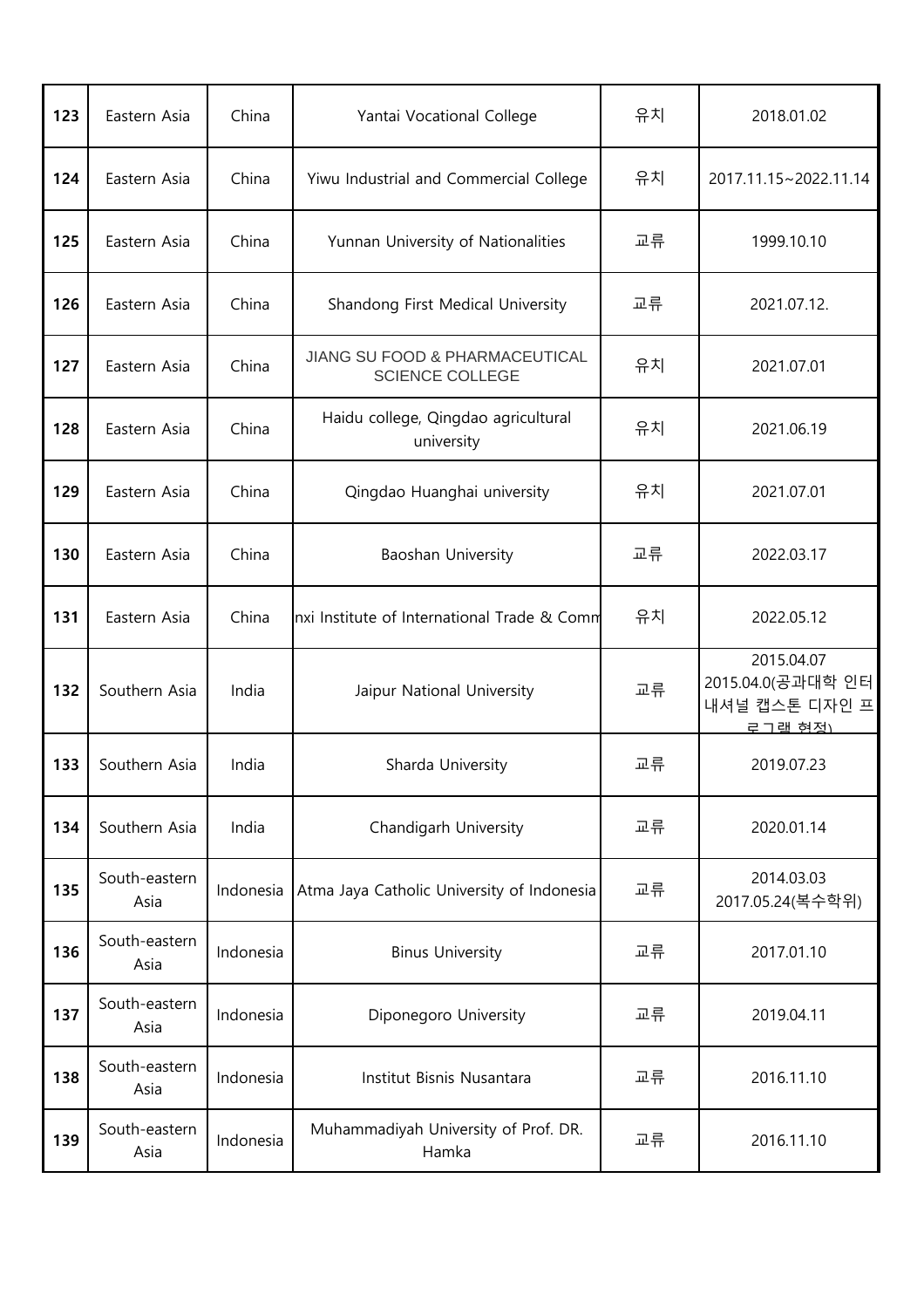| 123 | Eastern Asia | China | Yantai Vocational College | 유치 | 2018.01.02 |
|---|---|---|---|---|---|
| 124 | Eastern Asia | China | Yiwu Industrial and Commercial College | 유치 | 2017.11.15~2022.11.14 |
| 125 | Eastern Asia | China | Yunnan University of Nationalities | 교류 | 1999.10.10 |
| 126 | Eastern Asia | China | Shandong First Medical University | 교류 | 2021.07.12. |
| 127 | Eastern Asia | China | JIANG SU FOOD & PHARMACEUTICAL SCIENCE COLLEGE | 유치 | 2021.07.01 |
| 128 | Eastern Asia | China | Haidu college, Qingdao agricultural university | 유치 | 2021.06.19 |
| 129 | Eastern Asia | China | Qingdao Huanghai university | 유치 | 2021.07.01 |
| 130 | Eastern Asia | China | Baoshan University | 교류 | 2022.03.17 |
| 131 | Eastern Asia | China | nxi Institute of International Trade & Comm | 유치 | 2022.05.12 |
| 132 | Southern Asia | India | Jaipur National University | 교류 | 2015.04.07 2015.04.0(공과대학 인터내셔널 캡스톤 디자인 프로그램 협정) |
| 133 | Southern Asia | India | Sharda University | 교류 | 2019.07.23 |
| 134 | Southern Asia | India | Chandigarh University | 교류 | 2020.01.14 |
| 135 | South-eastern Asia | Indonesia | Atma Jaya Catholic University of Indonesia | 교류 | 2014.03.03 2017.05.24(복수학위) |
| 136 | South-eastern Asia | Indonesia | Binus University | 교류 | 2017.01.10 |
| 137 | South-eastern Asia | Indonesia | Diponegoro University | 교류 | 2019.04.11 |
| 138 | South-eastern Asia | Indonesia | Institut Bisnis Nusantara | 교류 | 2016.11.10 |
| 139 | South-eastern Asia | Indonesia | Muhammadiyah University of Prof. DR. Hamka | 교류 | 2016.11.10 |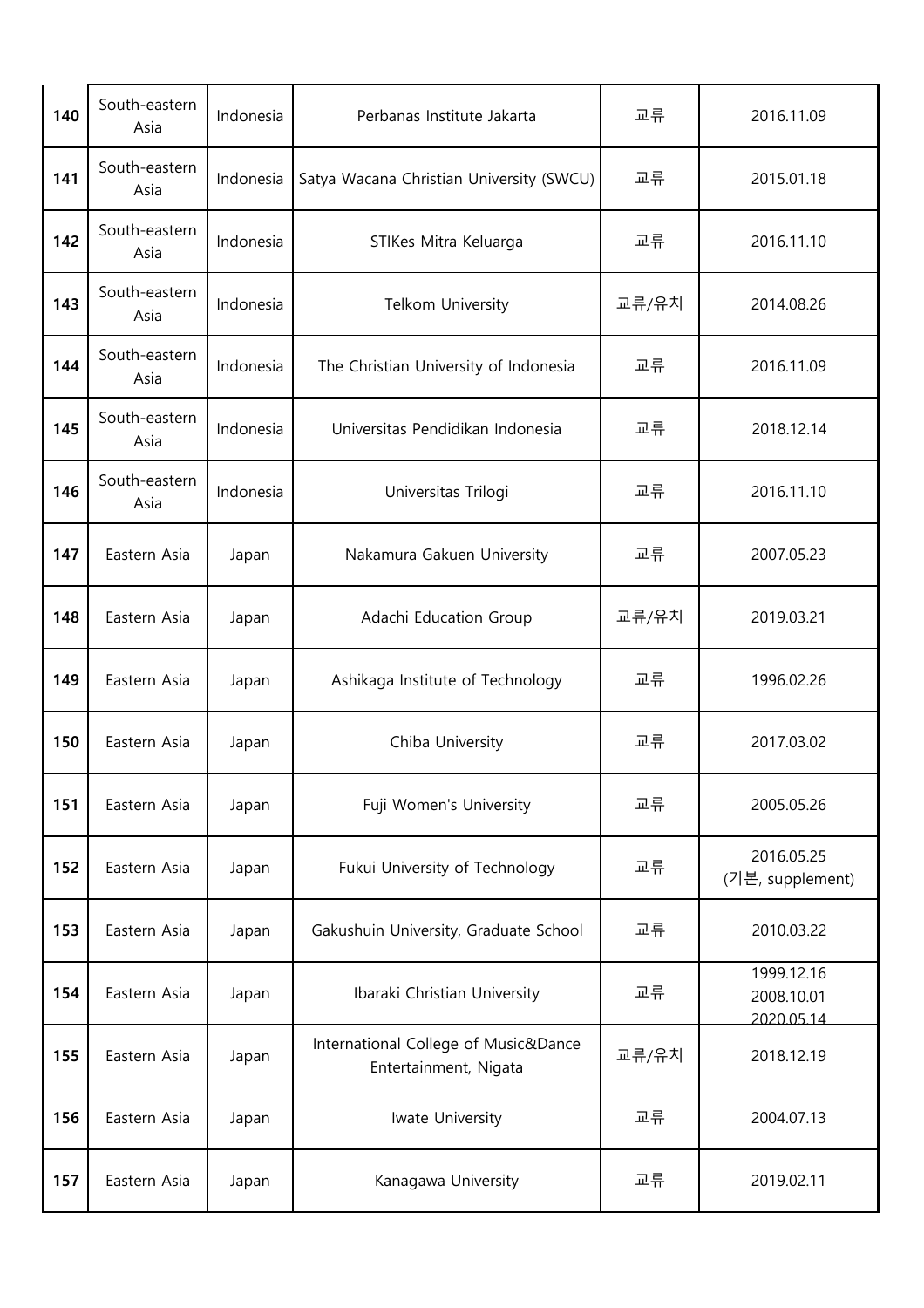| 140 | South-eastern Asia | Indonesia | Perbanas Institute Jakarta | 교류 | 2016.11.09 |
|---|---|---|---|---|---|
| 141 | South-eastern Asia | Indonesia | Satya Wacana Christian University (SWCU) | 교류 | 2015.01.18 |
| 142 | South-eastern Asia | Indonesia | STIKes Mitra Keluarga | 교류 | 2016.11.10 |
| 143 | South-eastern Asia | Indonesia | Telkom University | 교류/유치 | 2014.08.26 |
| 144 | South-eastern Asia | Indonesia | The Christian University of Indonesia | 교류 | 2016.11.09 |
| 145 | South-eastern Asia | Indonesia | Universitas Pendidikan Indonesia | 교류 | 2018.12.14 |
| 146 | South-eastern Asia | Indonesia | Universitas Trilogi | 교류 | 2016.11.10 |
| 147 | Eastern Asia | Japan | Nakamura Gakuen University | 교류 | 2007.05.23 |
| 148 | Eastern Asia | Japan | Adachi Education Group | 교류/유치 | 2019.03.21 |
| 149 | Eastern Asia | Japan | Ashikaga Institute of Technology | 교류 | 1996.02.26 |
| 150 | Eastern Asia | Japan | Chiba University | 교류 | 2017.03.02 |
| 151 | Eastern Asia | Japan | Fuji Women's University | 교류 | 2005.05.26 |
| 152 | Eastern Asia | Japan | Fukui University of Technology | 교류 | 2016.05.25 (기본, supplement) |
| 153 | Eastern Asia | Japan | Gakushuin University, Graduate School | 교류 | 2010.03.22 |
| 154 | Eastern Asia | Japan | Ibaraki Christian University | 교류 | 1999.12.16 2008.10.01 2020.05.14 |
| 155 | Eastern Asia | Japan | International College of Music&Dance Entertainment, Nigata | 교류/유치 | 2018.12.19 |
| 156 | Eastern Asia | Japan | Iwate University | 교류 | 2004.07.13 |
| 157 | Eastern Asia | Japan | Kanagawa University | 교류 | 2019.02.11 |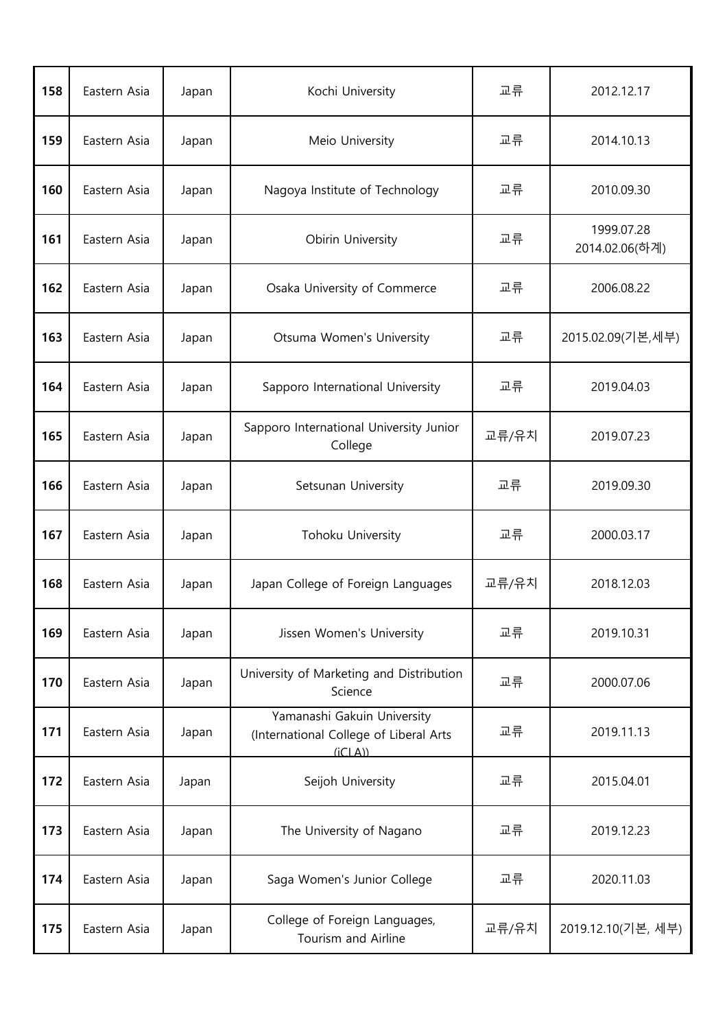| 158 | Eastern Asia | Japan | Kochi University | 교류 | 2012.12.17 |
|---|---|---|---|---|---|
| 159 | Eastern Asia | Japan | Meio University | 교류 | 2014.10.13 |
| 160 | Eastern Asia | Japan | Nagoya Institute of Technology | 교류 | 2010.09.30 |
| 161 | Eastern Asia | Japan | Obirin University | 교류 | 1999.07.28 2014.02.06(하계) |
| 162 | Eastern Asia | Japan | Osaka University of Commerce | 교류 | 2006.08.22 |
| 163 | Eastern Asia | Japan | Otsuma Women's University | 교류 | 2015.02.09(기본,세부) |
| 164 | Eastern Asia | Japan | Sapporo International University | 교류 | 2019.04.03 |
| 165 | Eastern Asia | Japan | Sapporo International University Junior College | 교류/유치 | 2019.07.23 |
| 166 | Eastern Asia | Japan | Setsunan University | 교류 | 2019.09.30 |
| 167 | Eastern Asia | Japan | Tohoku University | 교류 | 2000.03.17 |
| 168 | Eastern Asia | Japan | Japan College of Foreign Languages | 교류/유치 | 2018.12.03 |
| 169 | Eastern Asia | Japan | Jissen Women's University | 교류 | 2019.10.31 |
| 170 | Eastern Asia | Japan | University of Marketing and Distribution Science | 교류 | 2000.07.06 |
| 171 | Eastern Asia | Japan | Yamanashi Gakuin University (International College of Liberal Arts (iCLA)) | 교류 | 2019.11.13 |
| 172 | Eastern Asia | Japan | Seijoh University | 교류 | 2015.04.01 |
| 173 | Eastern Asia | Japan | The University of Nagano | 교류 | 2019.12.23 |
| 174 | Eastern Asia | Japan | Saga Women's Junior College | 교류 | 2020.11.03 |
| 175 | Eastern Asia | Japan | College of Foreign Languages, Tourism and Airline | 교류/유치 | 2019.12.10(기본, 세부) |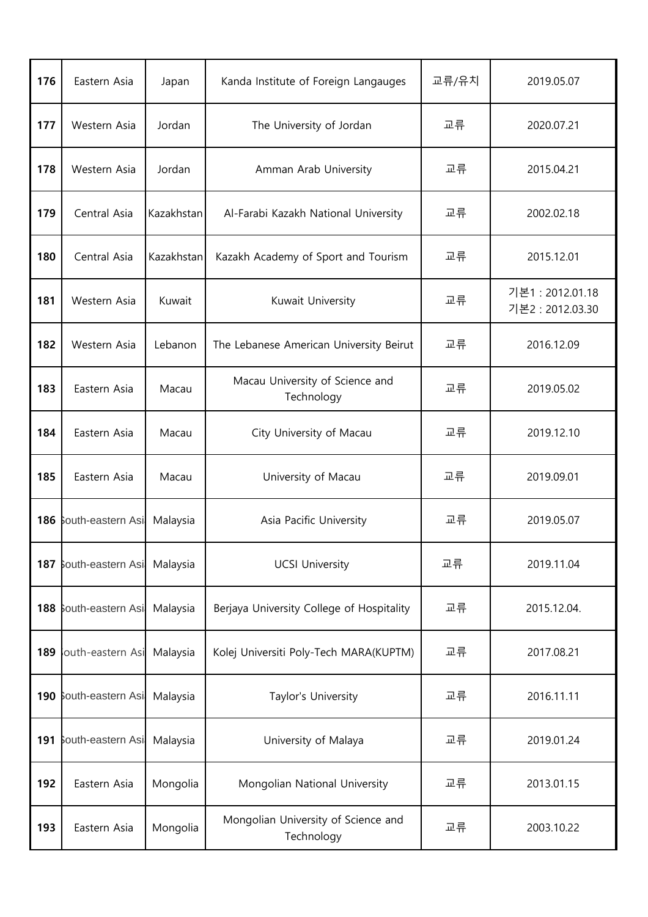| 176 | Eastern Asia | Japan | Kanda Institute of Foreign Langauges | 교류/유치 | 2019.05.07 |
|---|---|---|---|---|---|
| 177 | Western Asia | Jordan | The University of Jordan | 교류 | 2020.07.21 |
| 178 | Western Asia | Jordan | Amman Arab University | 교류 | 2015.04.21 |
| 179 | Central Asia | Kazakhstan | Al-Farabi Kazakh National University | 교류 | 2002.02.18 |
| 180 | Central Asia | Kazakhstan | Kazakh Academy of Sport and Tourism | 교류 | 2015.12.01 |
| 181 | Western Asia | Kuwait | Kuwait University | 교류 | 기본1 : 2012.01.18<br>기본2 : 2012.03.30 |
| 182 | Western Asia | Lebanon | The Lebanese American University Beirut | 교류 | 2016.12.09 |
| 183 | Eastern Asia | Macau | Macau University of Science and Technology | 교류 | 2019.05.02 |
| 184 | Eastern Asia | Macau | City University of Macau | 교류 | 2019.12.10 |
| 185 | Eastern Asia | Macau | University of Macau | 교류 | 2019.09.01 |
| 186 | South-eastern Asia | Malaysia | Asia Pacific University | 교류 | 2019.05.07 |
| 187 | South-eastern Asia | Malaysia | UCSI University | 교류 | 2019.11.04 |
| 188 | South-eastern Asia | Malaysia | Berjaya University College of Hospitality | 교류 | 2015.12.04. |
| 189 | South-eastern Asia | Malaysia | Kolej Universiti Poly-Tech MARA(KUPTM) | 교류 | 2017.08.21 |
| 190 | South-eastern Asia | Malaysia | Taylor's University | 교류 | 2016.11.11 |
| 191 | South-eastern Asia | Malaysia | University of Malaya | 교류 | 2019.01.24 |
| 192 | Eastern Asia | Mongolia | Mongolian National University | 교류 | 2013.01.15 |
| 193 | Eastern Asia | Mongolia | Mongolian University of Science and Technology | 교류 | 2003.10.22 |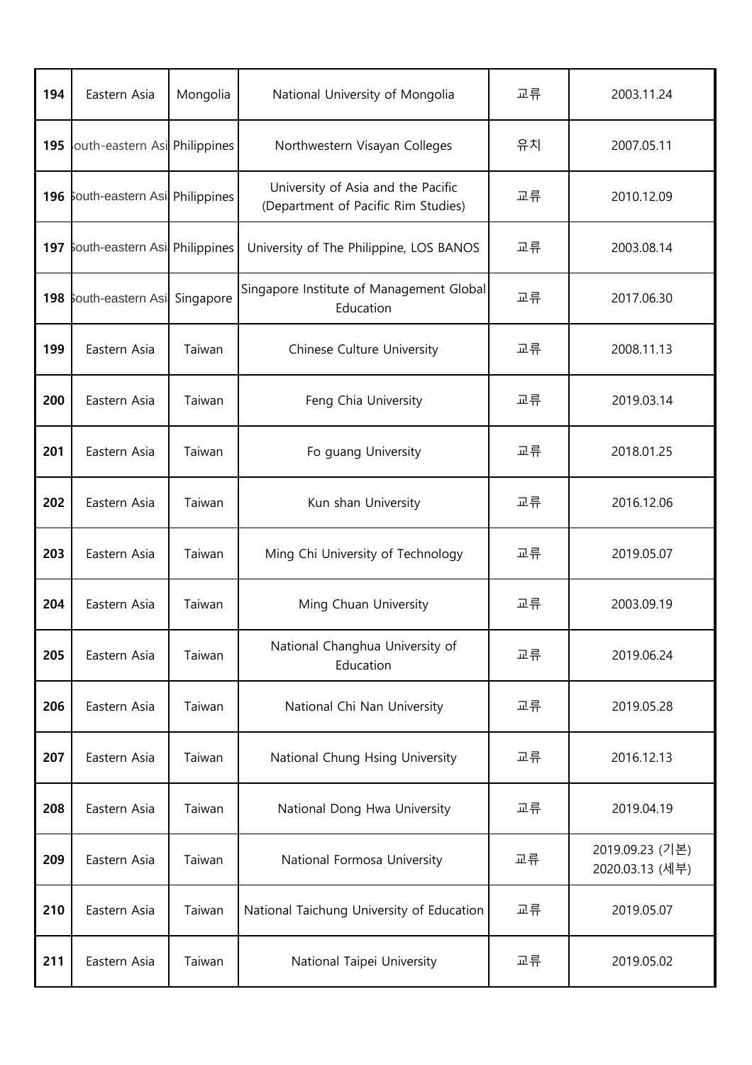| 194 | Eastern Asia | Mongolia | National University of Mongolia | 교류 | 2003.11.24 |
|---|---|---|---|---|---|
| 195 | South-eastern Asia | Philippines | Northwestern Visayan Colleges | 유치 | 2007.05.11 |
| 196 | South-eastern Asia | Philippines | University of Asia and the Pacific (Department of Pacific Rim Studies) | 교류 | 2010.12.09 |
| 197 | South-eastern Asia | Philippines | University of The Philippine, LOS BANOS | 교류 | 2003.08.14 |
| 198 | South-eastern Asia | Singapore | Singapore Institute of Management Global Education | 교류 | 2017.06.30 |
| 199 | Eastern Asia | Taiwan | Chinese Culture University | 교류 | 2008.11.13 |
| 200 | Eastern Asia | Taiwan | Feng Chia University | 교류 | 2019.03.14 |
| 201 | Eastern Asia | Taiwan | Fo guang University | 교류 | 2018.01.25 |
| 202 | Eastern Asia | Taiwan | Kun shan University | 교류 | 2016.12.06 |
| 203 | Eastern Asia | Taiwan | Ming Chi University of Technology | 교류 | 2019.05.07 |
| 204 | Eastern Asia | Taiwan | Ming Chuan University | 교류 | 2003.09.19 |
| 205 | Eastern Asia | Taiwan | National Changhua University of Education | 교류 | 2019.06.24 |
| 206 | Eastern Asia | Taiwan | National Chi Nan University | 교류 | 2019.05.28 |
| 207 | Eastern Asia | Taiwan | National Chung Hsing University | 교류 | 2016.12.13 |
| 208 | Eastern Asia | Taiwan | National Dong Hwa University | 교류 | 2019.04.19 |
| 209 | Eastern Asia | Taiwan | National Formosa University | 교류 | 2019.09.23 (기본) 2020.03.13 (세부) |
| 210 | Eastern Asia | Taiwan | National Taichung University of Education | 교류 | 2019.05.07 |
| 211 | Eastern Asia | Taiwan | National Taipei University | 교류 | 2019.05.02 |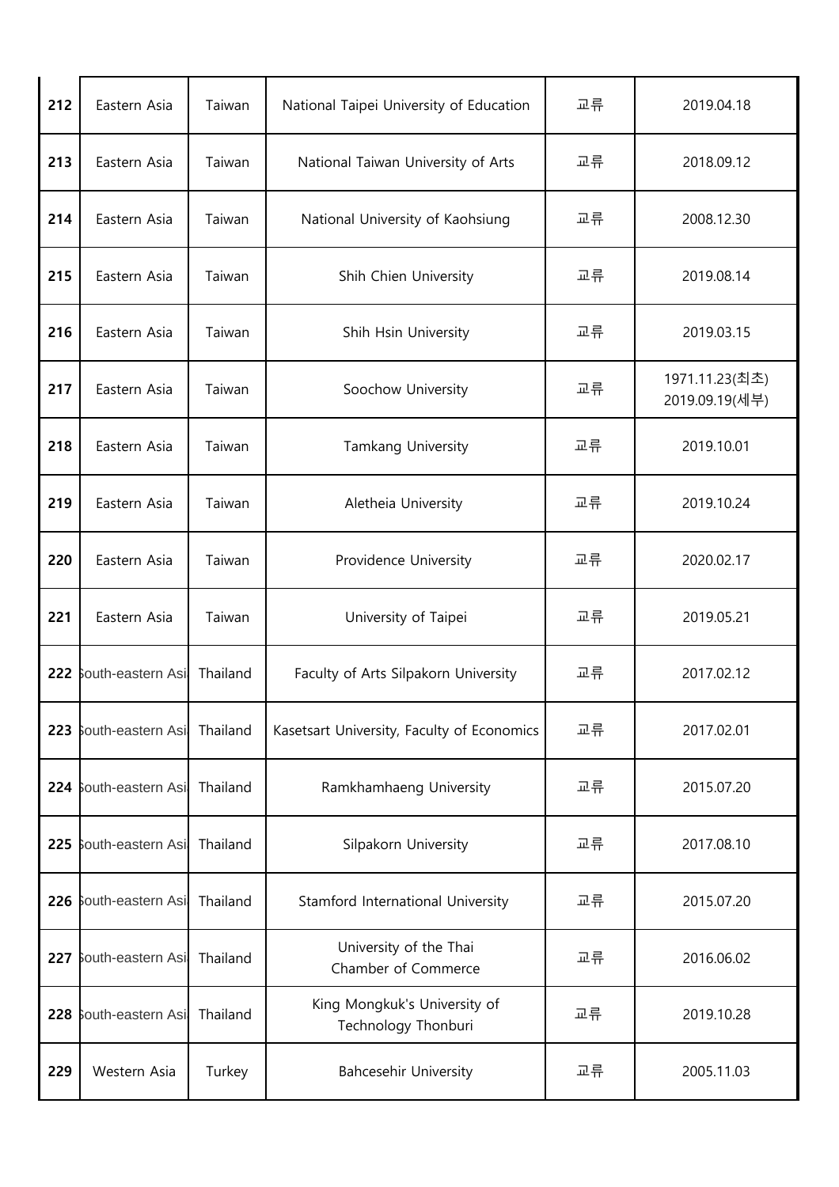| 212 | Eastern Asia | Taiwan | National Taipei University of Education | 교류 | 2019.04.18 |
|---|---|---|---|---|---|
| 213 | Eastern Asia | Taiwan | National Taiwan University of Arts | 교류 | 2018.09.12 |
| 214 | Eastern Asia | Taiwan | National University of Kaohsiung | 교류 | 2008.12.30 |
| 215 | Eastern Asia | Taiwan | Shih Chien University | 교류 | 2019.08.14 |
| 216 | Eastern Asia | Taiwan | Shih Hsin University | 교류 | 2019.03.15 |
| 217 | Eastern Asia | Taiwan | Soochow University | 교류 | 1971.11.23(최초)<br>2019.09.19(세부) |
| 218 | Eastern Asia | Taiwan | Tamkang University | 교류 | 2019.10.01 |
| 219 | Eastern Asia | Taiwan | Aletheia University | 교류 | 2019.10.24 |
| 220 | Eastern Asia | Taiwan | Providence University | 교류 | 2020.02.17 |
| 221 | Eastern Asia | Taiwan | University of Taipei | 교류 | 2019.05.21 |
| 222 | South-eastern Asia | Thailand | Faculty of Arts Silpakorn University | 교류 | 2017.02.12 |
| 223 | South-eastern Asia | Thailand | Kasetsart University, Faculty of Economics | 교류 | 2017.02.01 |
| 224 | South-eastern Asia | Thailand | Ramkhamhaeng University | 교류 | 2015.07.20 |
| 225 | South-eastern Asia | Thailand | Silpakorn University | 교류 | 2017.08.10 |
| 226 | South-eastern Asia | Thailand | Stamford International University | 교류 | 2015.07.20 |
| 227 | South-eastern Asia | Thailand | University of the Thai Chamber of Commerce | 교류 | 2016.06.02 |
| 228 | South-eastern Asia | Thailand | King Mongkuk's University of Technology Thonburi | 교류 | 2019.10.28 |
| 229 | Western Asia | Turkey | Bahcesehir University | 교류 | 2005.11.03 |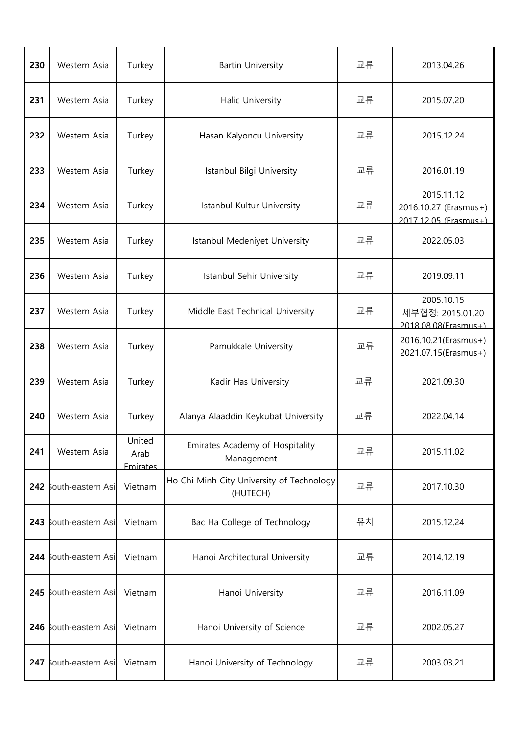| 230 | Western Asia | Turkey | Bartin University | 교류 | 2013.04.26 |
|---|---|---|---|---|---|
| 231 | Western Asia | Turkey | Halic University | 교류 | 2015.07.20 |
| 232 | Western Asia | Turkey | Hasan Kalyoncu University | 교류 | 2015.12.24 |
| 233 | Western Asia | Turkey | Istanbul Bilgi University | 교류 | 2016.01.19 |
| 234 | Western Asia | Turkey | Istanbul Kultur University | 교류 | 2015.11.12<br>2016.10.27 (Erasmus+)<br>2017.12.05 (Erasmus+) |
| 235 | Western Asia | Turkey | Istanbul Medeniyet University | 교류 | 2022.05.03 |
| 236 | Western Asia | Turkey | Istanbul Sehir University | 교류 | 2019.09.11 |
| 237 | Western Asia | Turkey | Middle East Technical University | 교류 | 2005.10.15<br>세부협정: 2015.01.20<br>2018.08.08(Erasmus+) |
| 238 | Western Asia | Turkey | Pamukkale University | 교류 | 2016.10.21(Erasmus+)<br>2021.07.15(Erasmus+) |
| 239 | Western Asia | Turkey | Kadir Has University | 교류 | 2021.09.30 |
| 240 | Western Asia | Turkey | Alanya Alaaddin Keykubat University | 교류 | 2022.04.14 |
| 241 | Western Asia | United Arab Emirates | Emirates Academy of Hospitality Management | 교류 | 2015.11.02 |
| 242 | South-eastern Asia | Vietnam | Ho Chi Minh City University of Technology (HUTECH) | 교류 | 2017.10.30 |
| 243 | South-eastern Asia | Vietnam | Bac Ha College of Technology | 유치 | 2015.12.24 |
| 244 | South-eastern Asia | Vietnam | Hanoi Architectural University | 교류 | 2014.12.19 |
| 245 | South-eastern Asia | Vietnam | Hanoi University | 교류 | 2016.11.09 |
| 246 | South-eastern Asia | Vietnam | Hanoi University of Science | 교류 | 2002.05.27 |
| 247 | South-eastern Asia | Vietnam | Hanoi University of Technology | 교류 | 2003.03.21 |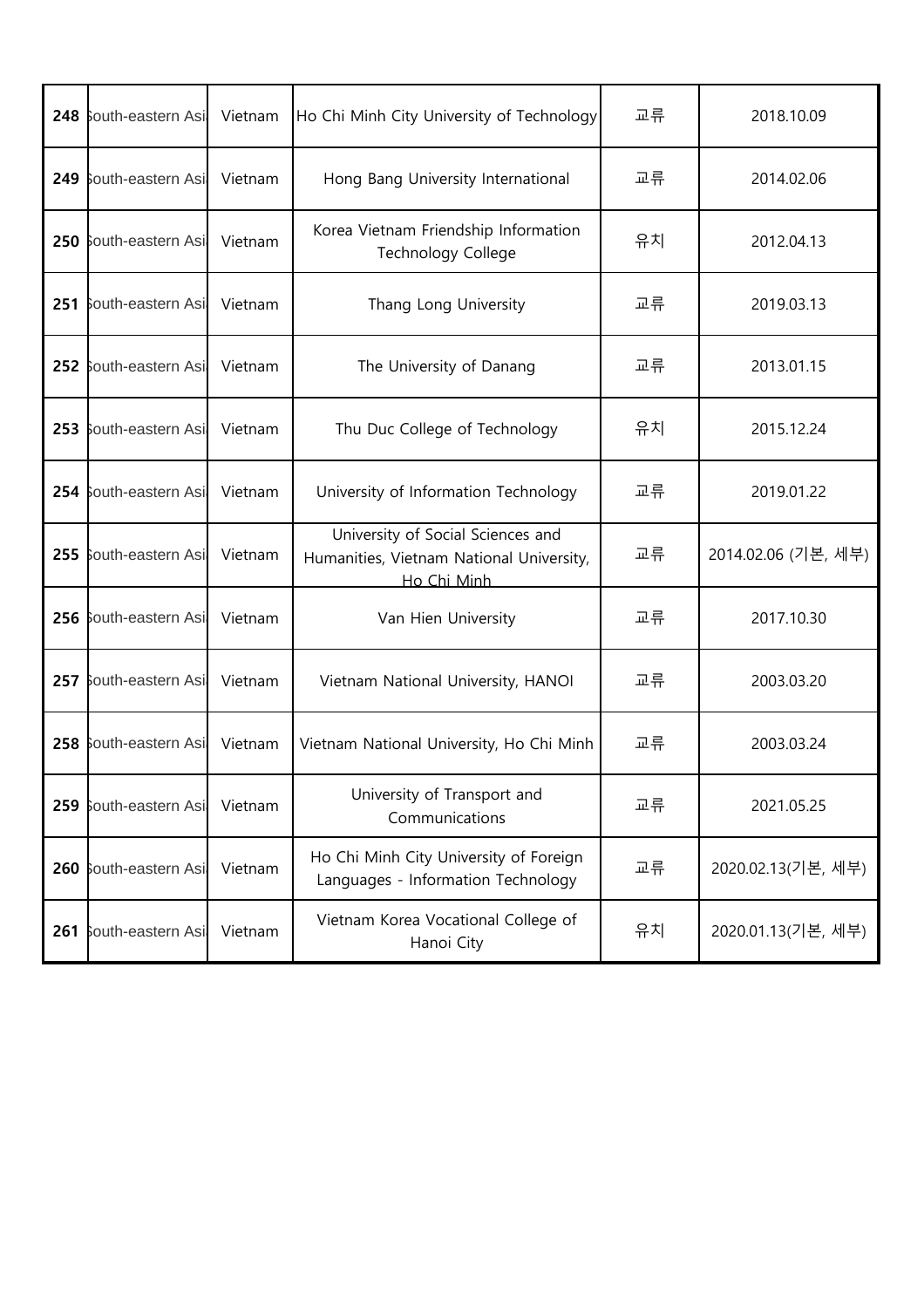| | | | | | |
|---|---|---|---|---|---|
| **248** | South-eastern Asia | Vietnam | Ho Chi Minh City University of Technology | 교류 | 2018.10.09 |
| **249** | South-eastern Asia | Vietnam | Hong Bang University International | 교류 | 2014.02.06 |
| **250** | South-eastern Asia | Vietnam | Korea Vietnam Friendship Information Technology College | 유치 | 2012.04.13 |
| **251** | South-eastern Asia | Vietnam | Thang Long University | 교류 | 2019.03.13 |
| **252** | South-eastern Asia | Vietnam | The University of Danang | 교류 | 2013.01.15 |
| **253** | South-eastern Asia | Vietnam | Thu Duc College of Technology | 유치 | 2015.12.24 |
| **254** | South-eastern Asia | Vietnam | University of Information Technology | 교류 | 2019.01.22 |
| **255** | South-eastern Asia | Vietnam | University of Social Sciences and Humanities, Vietnam National University, Ho Chi Minh | 교류 | 2014.02.06 (기본, 세부) |
| **256** | South-eastern Asia | Vietnam | Van Hien University | 교류 | 2017.10.30 |
| **257** | South-eastern Asia | Vietnam | Vietnam National University, HANOI | 교류 | 2003.03.20 |
| **258** | South-eastern Asia | Vietnam | Vietnam National University, Ho Chi Minh | 교류 | 2003.03.24 |
| **259** | South-eastern Asia | Vietnam | University of Transport and Communications | 교류 | 2021.05.25 |
| **260** | South-eastern Asia | Vietnam | Ho Chi Minh City University of Foreign Languages - Information Technology | 교류 | 2020.02.13(기본, 세부) |
| **261** | South-eastern Asia | Vietnam | Vietnam Korea Vocational College of Hanoi City | 유치 | 2020.01.13(기본, 세부) |